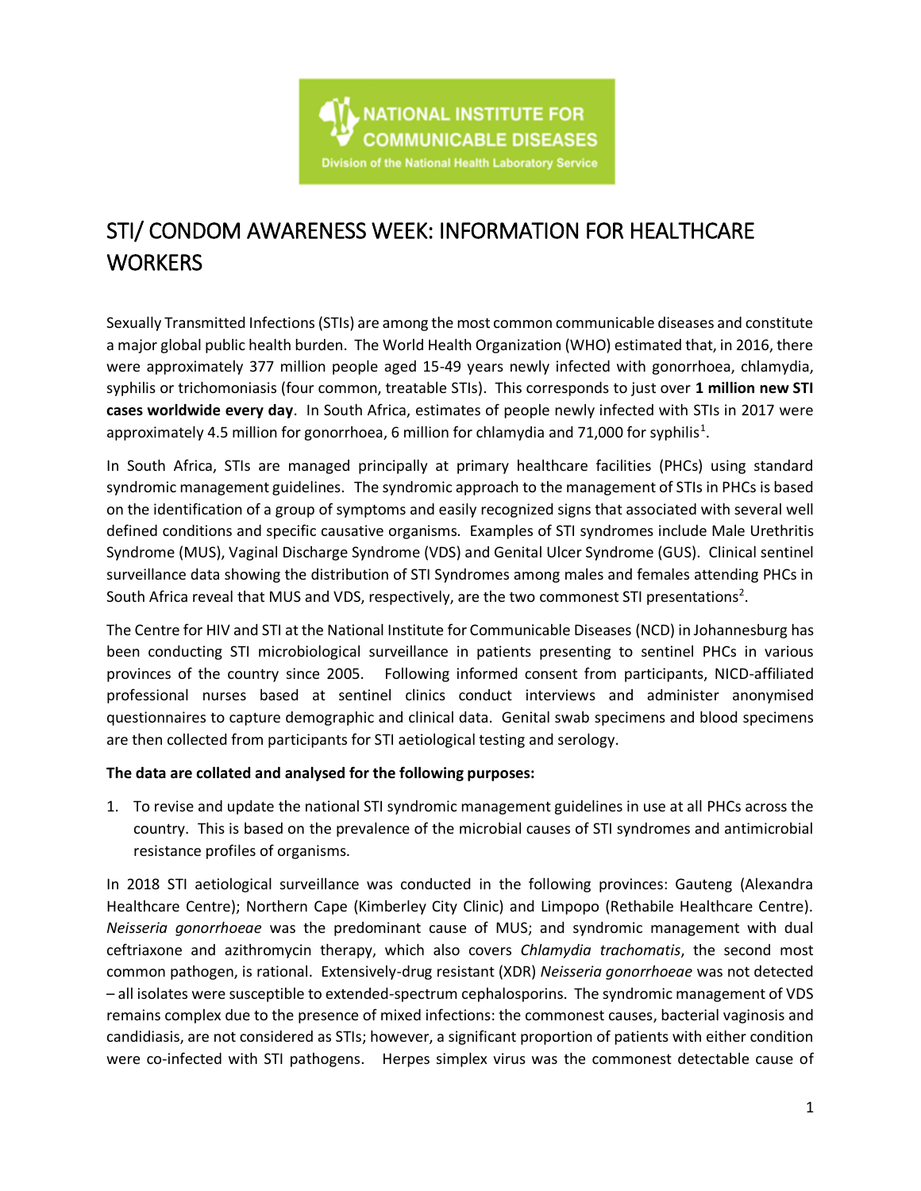NATIONAL INSTITUTE FOR COMMUNICABLE DISEASES

Division of the National Health Laboratory Service

# STI/ CONDOM AWARENESS WEEK: INFORMATION FOR HEALTHCARE WORKERS

Sexually Transmitted Infections (STIs) are among the most common communicable diseases and constitute a major global public health burden. The World Health Organization (WHO) estimated that, in 2016, there were approximately 377 million people aged 15-49 years newly infected with gonorrhoea, chlamydia, syphilis or trichomoniasis (four common, treatable STIs). This corresponds to just over **1 million new STI cases worldwide every day**. In South Africa, estimates of people newly infected with STIs in 2017 were approximately 4.5 million for gonorrhoea, 6 million for chlamydia and 71,000 for syphilis[1].

In South Africa, STIs are managed principally at primary healthcare facilities (PHCs) using standard syndromic management guidelines. The syndromic approach to the management of STIs in PHCs is based on the identification of a group of symptoms and easily recognized signs that associated with several well defined conditions and specific causative organisms. Examples of STI syndromes include Male Urethritis Syndrome (MUS), Vaginal Discharge Syndrome (VDS) and Genital Ulcer Syndrome (GUS). Clinical sentinel surveillance data showing the distribution of STI Syndromes among males and females attending PHCs in South Africa reveal that MUS and VDS, respectively, are the two commonest STI presentations[2].

The Centre for HIV and STI at the National Institute for Communicable Diseases (NCD) in Johannesburg has been conducting STI microbiological surveillance in patients presenting to sentinel PHCs in various provinces of the country since 2005. Following informed consent from participants, NICD-affiliated professional nurses based at sentinel clinics conduct interviews and administer anonymised questionnaires to capture demographic and clinical data. Genital swab specimens and blood specimens are then collected from participants for STI aetiological testing and serology.

**The data are collated and analysed for the following purposes:**

1. To revise and update the national STI syndromic management guidelines in use at all PHCs across the country. This is based on the prevalence of the microbial causes of STI syndromes and antimicrobial resistance profiles of organisms.

In 2018 STI aetiological surveillance was conducted in the following provinces: Gauteng (Alexandra Healthcare Centre); Northern Cape (Kimberley City Clinic) and Limpopo (Rethabile Healthcare Centre). *Neisseria gonorrhoeae* was the predominant cause of MUS; and syndromic management with dual ceftriaxone and azithromycin therapy, which also covers *Chlamydia trachomatis*, the second most common pathogen, is rational. Extensively-drug resistant (XDR) *Neisseria gonorrhoeae* was not detected – all isolates were susceptible to extended-spectrum cephalosporins. The syndromic management of VDS remains complex due to the presence of mixed infections: the commonest causes, bacterial vaginosis and candidiasis, are not considered as STIs; however, a significant proportion of patients with either condition were co-infected with STI pathogens. Herpes simplex virus was the commonest detectable cause of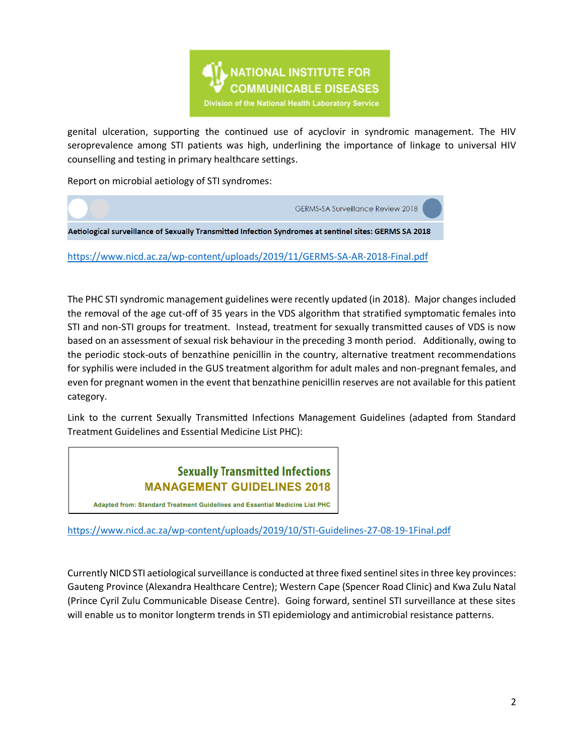genital ulceration, supporting the continued use of acyclovir in syndromic management. The HIV seroprevalence among STI patients was high, underlining the importance of linkage to universal HIV counselling and testing in primary healthcare settings.

Report on microbial aetiology of STI syndromes:

GERMS-SA Surveillance Review 2018

**Aetiological surveillance of Sexually Transmitted Infection Syndromes at sentinel sites: GERMS SA 2018**

https://www.nicd.ac.za/wp-content/uploads/2019/11/GERMS-SA-AR-2018-Final.pdf

The PHC STI syndromic management guidelines were recently updated (in 2018). Major changes included the removal of the age cut-off of 35 years in the VDS algorithm that stratified symptomatic females into STI and non-STI groups for treatment. Instead, treatment for sexually transmitted causes of VDS is now based on an assessment of sexual risk behaviour in the preceding 3 month period. Additionally, owing to the periodic stock-outs of benzathine penicillin in the country, alternative treatment recommendations for syphilis were included in the GUS treatment algorithm for adult males and non-pregnant females, and even for pregnant women in the event that benzathine penicillin reserves are not available for this patient category.

Link to the current Sexually Transmitted Infections Management Guidelines (adapted from Standard Treatment Guidelines and Essential Medicine List PHC):

**Sexually Transmitted Infections**
**MANAGEMENT GUIDELINES 2018**
Adapted from: Standard Treatment Guidelines and Essential Medicine List PHC

https://www.nicd.ac.za/wp-content/uploads/2019/10/STI-Guidelines-27-08-19-1Final.pdf

Currently NICD STI aetiological surveillance is conducted at three fixed sentinel sites in three key provinces: Gauteng Province (Alexandra Healthcare Centre); Western Cape (Spencer Road Clinic) and Kwa Zulu Natal (Prince Cyril Zulu Communicable Disease Centre). Going forward, sentinel STI surveillance at these sites will enable us to monitor longterm trends in STI epidemiology and antimicrobial resistance patterns.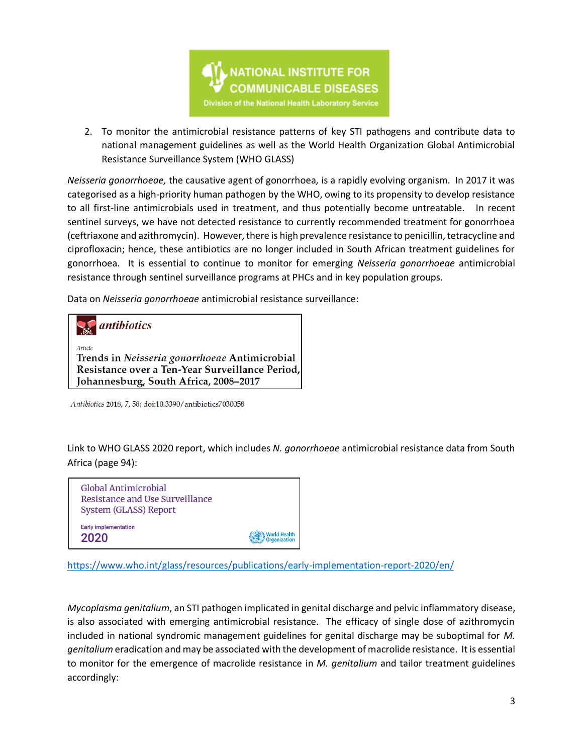2. To monitor the antimicrobial resistance patterns of key STI pathogens and contribute data to national management guidelines as well as the World Health Organization Global Antimicrobial Resistance Surveillance System (WHO GLASS)

*Neisseria gonorrhoeae,* the causative agent of gonorrhoea, is a rapidly evolving organism. In 2017 it was categorised as a high-priority human pathogen by the WHO, owing to its propensity to develop resistance to all first-line antimicrobials used in treatment, and thus potentially become untreatable. In recent sentinel surveys, we have not detected resistance to currently recommended treatment for gonorrhoea (ceftriaxone and azithromycin). However, there is high prevalence resistance to penicillin, tetracycline and ciprofloxacin; hence, these antibiotics are no longer included in South African treatment guidelines for gonorrhoea. It is essential to continue to monitor for emerging *Neisseria gonorrhoeae* antimicrobial resistance through sentinel surveillance programs at PHCs and in key population groups.

Data on *Neisseria gonorrhoeae* antimicrobial resistance surveillance:

*antibiotics*

*Article*

**Trends in *Neisseria gonorrhoeae* Antimicrobial Resistance over a Ten-Year Surveillance Period, Johannesburg, South Africa, 2008–2017**

*Antibiotics* 2018, 7, 58; doi:10.3390/antibiotics7030058

Link to WHO GLASS 2020 report, which includes *N. gonorrhoeae* antimicrobial resistance data from South Africa (page 94):

Global Antimicrobial Resistance and Use Surveillance System (GLASS) Report

Early implementation

2020

World Health Organization

https://www.who.int/glass/resources/publications/early-implementation-report-2020/en/

*Mycoplasma genitalium*, an STI pathogen implicated in genital discharge and pelvic inflammatory disease, is also associated with emerging antimicrobial resistance. The efficacy of single dose of azithromycin included in national syndromic management guidelines for genital discharge may be suboptimal for *M. genitalium* eradication and may be associated with the development of macrolide resistance. It is essential to monitor for the emergence of macrolide resistance in *M. genitalium* and tailor treatment guidelines accordingly: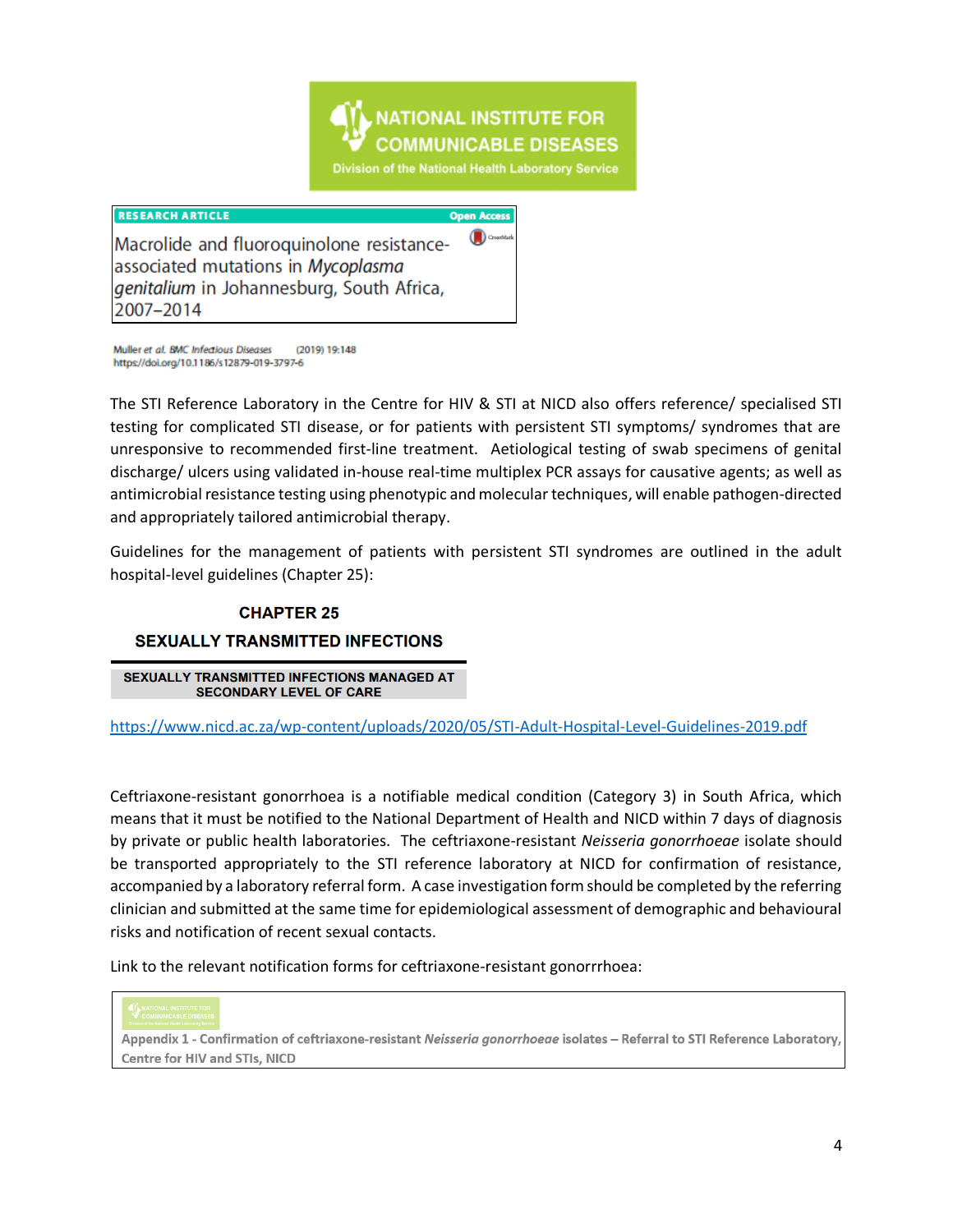NATIONAL INSTITUTE FOR COMMUNICABLE DISEASES

Division of the National Health Laboratory Service

**RESEARCH ARTICLE** — Open Access

Macrolide and fluoroquinolone resistance-associated mutations in *Mycoplasma genitalium* in Johannesburg, South Africa, 2007–2014

Muller *et al. BMC Infectious Diseases* (2019) 19:148
https://doi.org/10.1186/s12879-019-3797-6

The STI Reference Laboratory in the Centre for HIV & STI at NICD also offers reference/ specialised STI testing for complicated STI disease, or for patients with persistent STI symptoms/ syndromes that are unresponsive to recommended first-line treatment. Aetiological testing of swab specimens of genital discharge/ ulcers using validated in-house real-time multiplex PCR assays for causative agents; as well as antimicrobial resistance testing using phenotypic and molecular techniques, will enable pathogen-directed and appropriately tailored antimicrobial therapy.

Guidelines for the management of patients with persistent STI syndromes are outlined in the adult hospital-level guidelines (Chapter 25):

**CHAPTER 25**

**SEXUALLY TRANSMITTED INFECTIONS**

**SEXUALLY TRANSMITTED INFECTIONS MANAGED AT SECONDARY LEVEL OF CARE**

https://www.nicd.ac.za/wp-content/uploads/2020/05/STI-Adult-Hospital-Level-Guidelines-2019.pdf

Ceftriaxone-resistant gonorrhoea is a notifiable medical condition (Category 3) in South Africa, which means that it must be notified to the National Department of Health and NICD within 7 days of diagnosis by private or public health laboratories. The ceftriaxone-resistant *Neisseria gonorrhoeae* isolate should be transported appropriately to the STI reference laboratory at NICD for confirmation of resistance, accompanied by a laboratory referral form. A case investigation form should be completed by the referring clinician and submitted at the same time for epidemiological assessment of demographic and behavioural risks and notification of recent sexual contacts.

Link to the relevant notification forms for ceftriaxone-resistant gonorrrhoea:

Appendix 1 - Confirmation of ceftriaxone-resistant *Neisseria gonorrhoeae* isolates – Referral to STI Reference Laboratory, Centre for HIV and STIs, NICD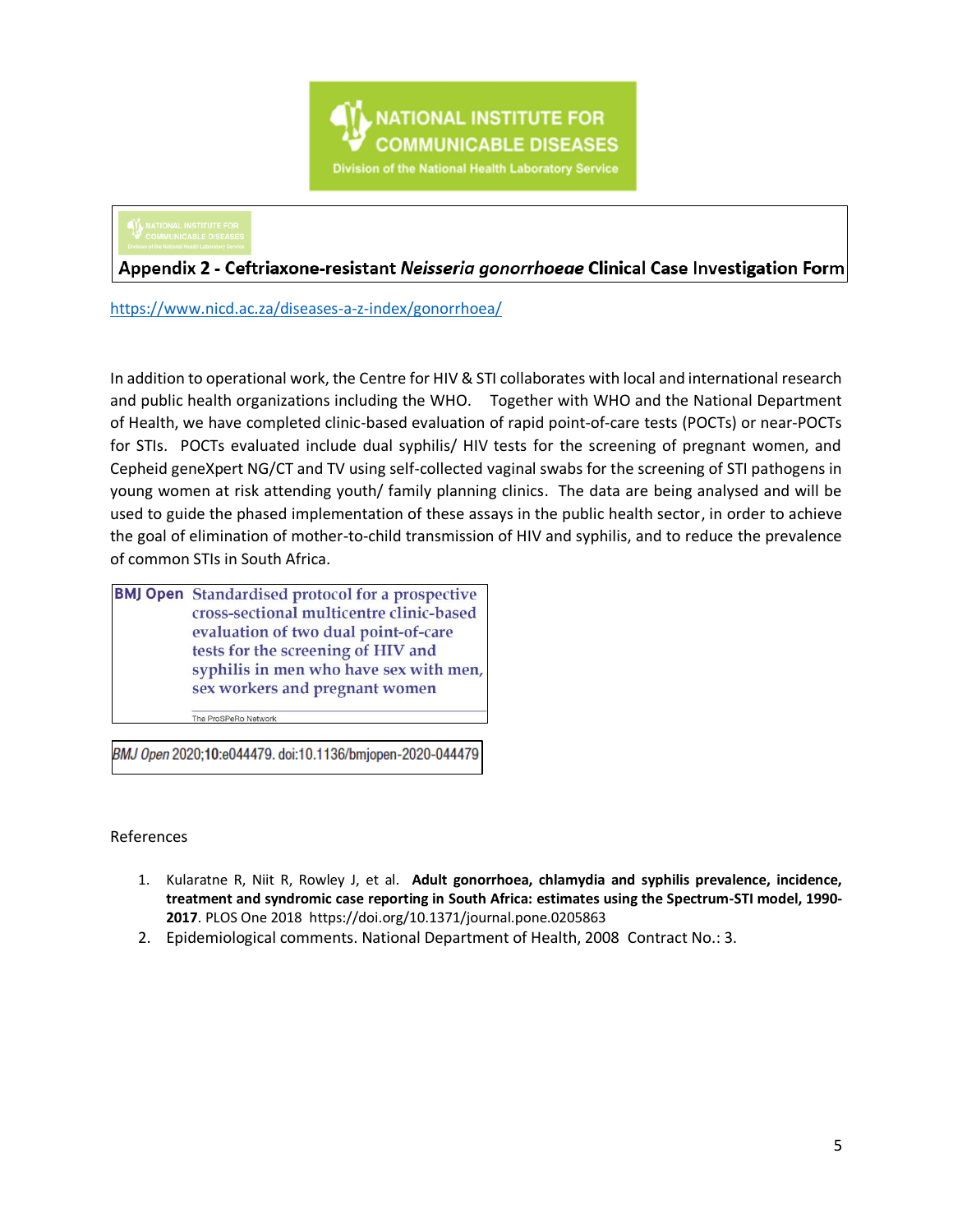NATIONAL INSTITUTE FOR COMMUNICABLE DISEASES

Division of the National Health Laboratory Service

**Appendix 2 - Ceftriaxone-resistant *Neisseria gonorrhoeae* Clinical Case Investigation Form**

https://www.nicd.ac.za/diseases-a-z-index/gonorrhoea/

In addition to operational work, the Centre for HIV & STI collaborates with local and international research and public health organizations including the WHO. Together with WHO and the National Department of Health, we have completed clinic-based evaluation of rapid point-of-care tests (POCTs) or near-POCTs for STIs. POCTs evaluated include dual syphilis/ HIV tests for the screening of pregnant women, and Cepheid geneXpert NG/CT and TV using self-collected vaginal swabs for the screening of STI pathogens in young women at risk attending youth/ family planning clinics. The data are being analysed and will be used to guide the phased implementation of these assays in the public health sector, in order to achieve the goal of elimination of mother-to-child transmission of HIV and syphilis, and to reduce the prevalence of common STIs in South Africa.

**BMJ Open** Standardised protocol for a prospective cross-sectional multicentre clinic-based evaluation of two dual point-of-care tests for the screening of HIV and syphilis in men who have sex with men, sex workers and pregnant women

The ProSPeRo Network

*BMJ Open* 2020;**10**:e044479. doi:10.1136/bmjopen-2020-044479

References

1. Kularatne R, Niit R, Rowley J, et al. **Adult gonorrhoea, chlamydia and syphilis prevalence, incidence, treatment and syndromic case reporting in South Africa: estimates using the Spectrum-STI model, 1990-2017**. PLOS One 2018 https://doi.org/10.1371/journal.pone.0205863
2. Epidemiological comments. National Department of Health, 2008 Contract No.: 3.